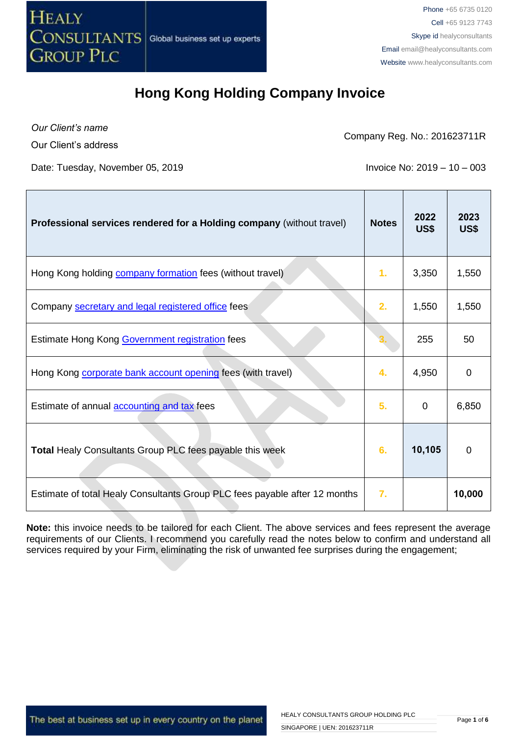# Hong Kong Holding Company Invoice

*Our Client's name*

Our Client's address

Company Reg. No.: 201623711R

Date: Tuesday, November 05, 2019

Invoice No: 2019 – 10 – 003

| **Professional services rendered for a Holding company** (without travel) | **Notes** | **2022 US$** | **2023 US$** |
|---|---|---|---|
| Hong Kong holding company formation fees (without travel) | 1. | 3,350 | 1,550 |
| Company secretary and legal registered office fees | 2. | 1,550 | 1,550 |
| Estimate Hong Kong Government registration fees | 3. | 255 | 50 |
| Hong Kong corporate bank account opening fees (with travel) | 4. | 4,950 | 0 |
| Estimate of annual accounting and tax fees | 5. | 0 | 6,850 |
| **Total** Healy Consultants Group PLC fees payable this week | 6. | **10,105** | 0 |
| Estimate of total Healy Consultants Group PLC fees payable after 12 months | 7. | | **10,000** |

**Note:** this invoice needs to be tailored for each Client. The above services and fees represent the average requirements of our Clients. I recommend you carefully read the notes below to confirm and understand all services required by your Firm, eliminating the risk of unwanted fee surprises during the engagement;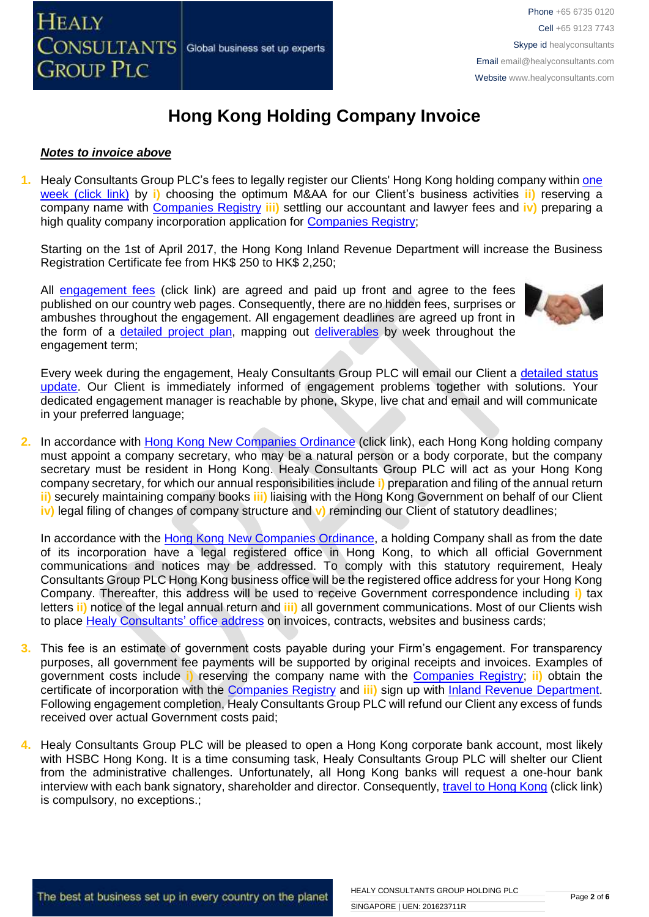# Hong Kong Holding Company Invoice

***Notes to invoice above***

1. Healy Consultants Group PLC's fees to legally register our Clients' Hong Kong holding company within one week (click link) by **i)** choosing the optimum M&AA for our Client's business activities **ii)** reserving a company name with Companies Registry **iii)** settling our accountant and lawyer fees and **iv)** preparing a high quality company incorporation application for Companies Registry;

   Starting on the 1st of April 2017, the Hong Kong Inland Revenue Department will increase the Business Registration Certificate fee from HK$ 250 to HK$ 2,250;

   All engagement fees (click link) are agreed and paid up front and agree to the fees published on our country web pages. Consequently, there are no hidden fees, surprises or ambushes throughout the engagement. All engagement deadlines are agreed up front in the form of a detailed project plan, mapping out deliverables by week throughout the engagement term;

   Every week during the engagement, Healy Consultants Group PLC will email our Client a detailed status update. Our Client is immediately informed of engagement problems together with solutions. Your dedicated engagement manager is reachable by phone, Skype, live chat and email and will communicate in your preferred language;

2. In accordance with Hong Kong New Companies Ordinance (click link), each Hong Kong holding company must appoint a company secretary, who may be a natural person or a body corporate, but the company secretary must be resident in Hong Kong. Healy Consultants Group PLC will act as your Hong Kong company secretary, for which our annual responsibilities include **i)** preparation and filing of the annual return **ii)** securely maintaining company books **iii)** liaising with the Hong Kong Government on behalf of our Client **iv)** legal filing of changes of company structure and **v)** reminding our Client of statutory deadlines;

   In accordance with the Hong Kong New Companies Ordinance, a holding Company shall as from the date of its incorporation have a legal registered office in Hong Kong, to which all official Government communications and notices may be addressed. To comply with this statutory requirement, Healy Consultants Group PLC Hong Kong business office will be the registered office address for your Hong Kong Company. Thereafter, this address will be used to receive Government correspondence including **i)** tax letters **ii)** notice of the legal annual return and **iii)** all government communications. Most of our Clients wish to place Healy Consultants' office address on invoices, contracts, websites and business cards;

3. This fee is an estimate of government costs payable during your Firm's engagement. For transparency purposes, all government fee payments will be supported by original receipts and invoices. Examples of government costs include **i)** reserving the company name with the Companies Registry; **ii)** obtain the certificate of incorporation with the Companies Registry and **iii)** sign up with Inland Revenue Department. Following engagement completion, Healy Consultants Group PLC will refund our Client any excess of funds received over actual Government costs paid;

4. Healy Consultants Group PLC will be pleased to open a Hong Kong corporate bank account, most likely with HSBC Hong Kong. It is a time consuming task, Healy Consultants Group PLC will shelter our Client from the administrative challenges. Unfortunately, all Hong Kong banks will request a one-hour bank interview with each bank signatory, shareholder and director. Consequently, travel to Hong Kong (click link) is compulsory, no exceptions.;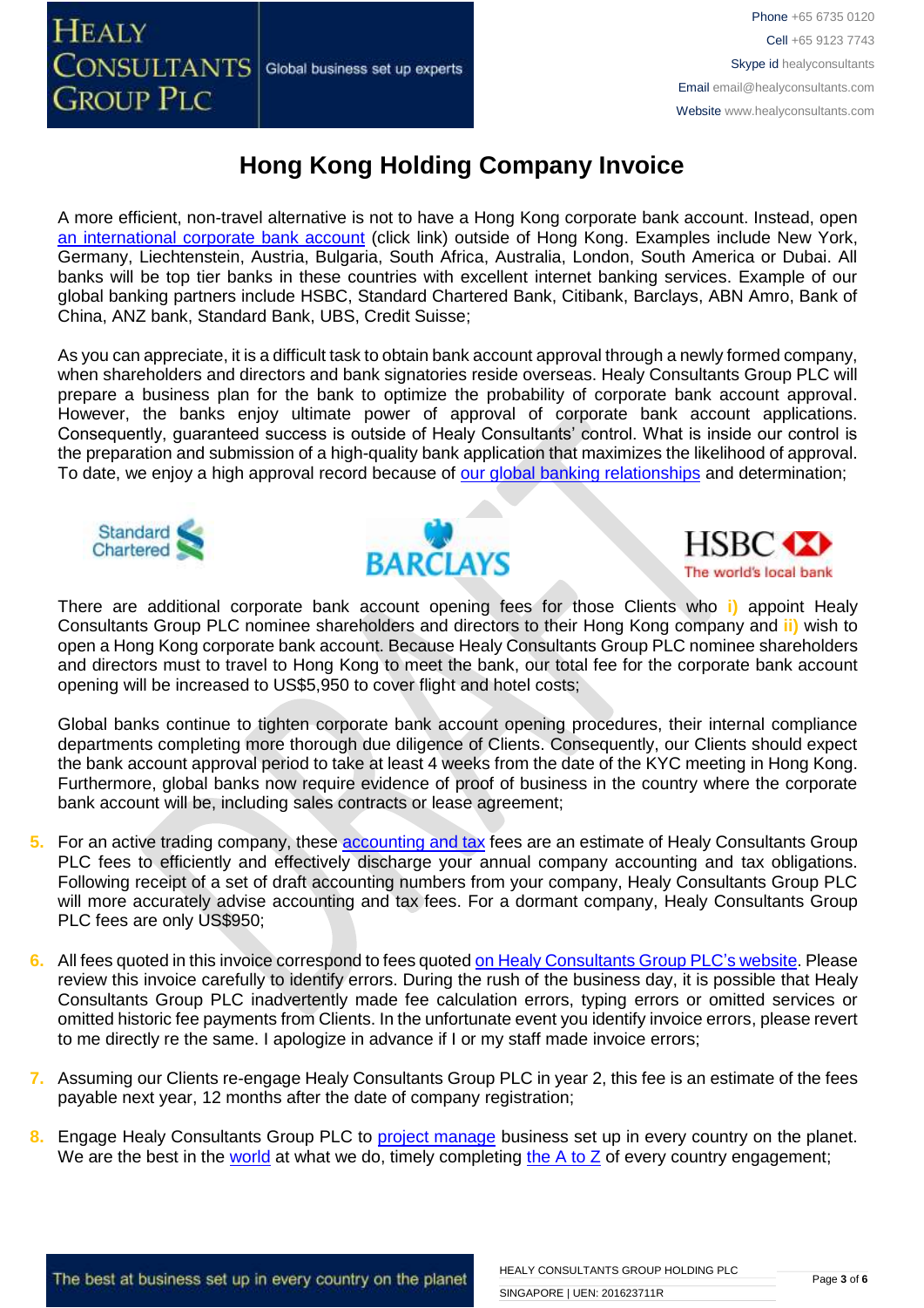# Hong Kong Holding Company Invoice

A more efficient, non-travel alternative is not to have a Hong Kong corporate bank account. Instead, open an international corporate bank account (click link) outside of Hong Kong. Examples include New York, Germany, Liechtenstein, Austria, Bulgaria, South Africa, Australia, London, South America or Dubai. All banks will be top tier banks in these countries with excellent internet banking services. Example of our global banking partners include HSBC, Standard Chartered Bank, Citibank, Barclays, ABN Amro, Bank of China, ANZ bank, Standard Bank, UBS, Credit Suisse;

As you can appreciate, it is a difficult task to obtain bank account approval through a newly formed company, when shareholders and directors and bank signatories reside overseas. Healy Consultants Group PLC will prepare a business plan for the bank to optimize the probability of corporate bank account approval. However, the banks enjoy ultimate power of approval of corporate bank account applications. Consequently, guaranteed success is outside of Healy Consultants' control. What is inside our control is the preparation and submission of a high-quality bank application that maximizes the likelihood of approval. To date, we enjoy a high approval record because of our global banking relationships and determination;

There are additional corporate bank account opening fees for those Clients who **i)** appoint Healy Consultants Group PLC nominee shareholders and directors to their Hong Kong company and **ii)** wish to open a Hong Kong corporate bank account. Because Healy Consultants Group PLC nominee shareholders and directors must to travel to Hong Kong to meet the bank, our total fee for the corporate bank account opening will be increased to US$5,950 to cover flight and hotel costs;

Global banks continue to tighten corporate bank account opening procedures, their internal compliance departments completing more thorough due diligence of Clients. Consequently, our Clients should expect the bank account approval period to take at least 4 weeks from the date of the KYC meeting in Hong Kong. Furthermore, global banks now require evidence of proof of business in the country where the corporate bank account will be, including sales contracts or lease agreement;

5. For an active trading company, these accounting and tax fees are an estimate of Healy Consultants Group PLC fees to efficiently and effectively discharge your annual company accounting and tax obligations. Following receipt of a set of draft accounting numbers from your company, Healy Consultants Group PLC will more accurately advise accounting and tax fees. For a dormant company, Healy Consultants Group PLC fees are only US$950;

6. All fees quoted in this invoice correspond to fees quoted on Healy Consultants Group PLC's website. Please review this invoice carefully to identify errors. During the rush of the business day, it is possible that Healy Consultants Group PLC inadvertently made fee calculation errors, typing errors or omitted services or omitted historic fee payments from Clients. In the unfortunate event you identify invoice errors, please revert to me directly re the same. I apologize in advance if I or my staff made invoice errors;

7. Assuming our Clients re-engage Healy Consultants Group PLC in year 2, this fee is an estimate of the fees payable next year, 12 months after the date of company registration;

8. Engage Healy Consultants Group PLC to project manage business set up in every country on the planet. We are the best in the world at what we do, timely completing the A to Z of every country engagement;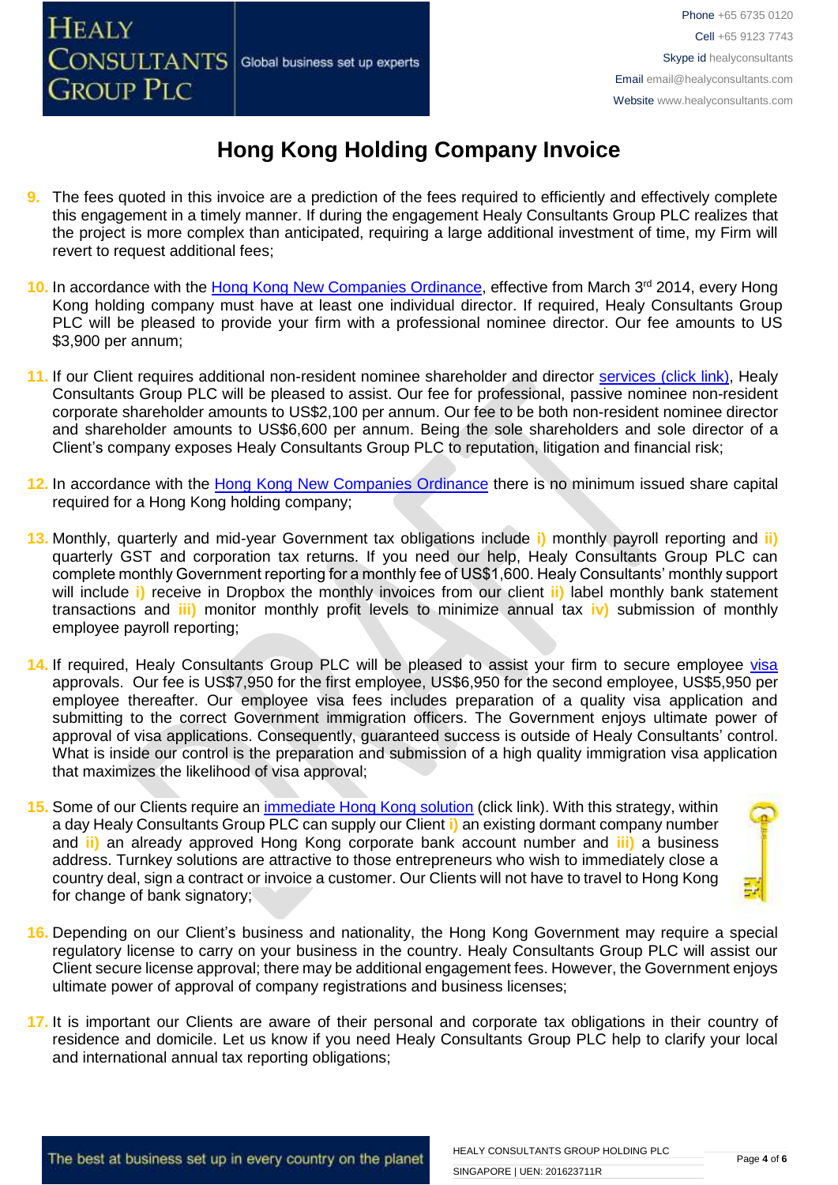# Hong Kong Holding Company Invoice

9. The fees quoted in this invoice are a prediction of the fees required to efficiently and effectively complete this engagement in a timely manner. If during the engagement Healy Consultants Group PLC realizes that the project is more complex than anticipated, requiring a large additional investment of time, my Firm will revert to request additional fees;

10. In accordance with the Hong Kong New Companies Ordinance, effective from March 3rd 2014, every Hong Kong holding company must have at least one individual director. If required, Healy Consultants Group PLC will be pleased to provide your firm with a professional nominee director. Our fee amounts to US $3,900 per annum;

11. If our Client requires additional non-resident nominee shareholder and director services (click link), Healy Consultants Group PLC will be pleased to assist. Our fee for professional, passive nominee non-resident corporate shareholder amounts to US$2,100 per annum. Our fee to be both non-resident nominee director and shareholder amounts to US$6,600 per annum. Being the sole shareholders and sole director of a Client's company exposes Healy Consultants Group PLC to reputation, litigation and financial risk;

12. In accordance with the Hong Kong New Companies Ordinance there is no minimum issued share capital required for a Hong Kong holding company;

13. Monthly, quarterly and mid-year Government tax obligations include i) monthly payroll reporting and ii) quarterly GST and corporation tax returns. If you need our help, Healy Consultants Group PLC can complete monthly Government reporting for a monthly fee of US$1,600. Healy Consultants' monthly support will include i) receive in Dropbox the monthly invoices from our client ii) label monthly bank statement transactions and iii) monitor monthly profit levels to minimize annual tax iv) submission of monthly employee payroll reporting;

14. If required, Healy Consultants Group PLC will be pleased to assist your firm to secure employee visa approvals. Our fee is US$7,950 for the first employee, US$6,950 for the second employee, US$5,950 per employee thereafter. Our employee visa fees includes preparation of a quality visa application and submitting to the correct Government immigration officers. The Government enjoys ultimate power of approval of visa applications. Consequently, guaranteed success is outside of Healy Consultants' control. What is inside our control is the preparation and submission of a high quality immigration visa application that maximizes the likelihood of visa approval;

15. Some of our Clients require an immediate Hong Kong solution (click link). With this strategy, within a day Healy Consultants Group PLC can supply our Client i) an existing dormant company number and ii) an already approved Hong Kong corporate bank account number and iii) a business address. Turnkey solutions are attractive to those entrepreneurs who wish to immediately close a country deal, sign a contract or invoice a customer. Our Clients will not have to travel to Hong Kong for change of bank signatory;

16. Depending on our Client's business and nationality, the Hong Kong Government may require a special regulatory license to carry on your business in the country. Healy Consultants Group PLC will assist our Client secure license approval; there may be additional engagement fees. However, the Government enjoys ultimate power of approval of company registrations and business licenses;

17. It is important our Clients are aware of their personal and corporate tax obligations in their country of residence and domicile. Let us know if you need Healy Consultants Group PLC help to clarify your local and international annual tax reporting obligations;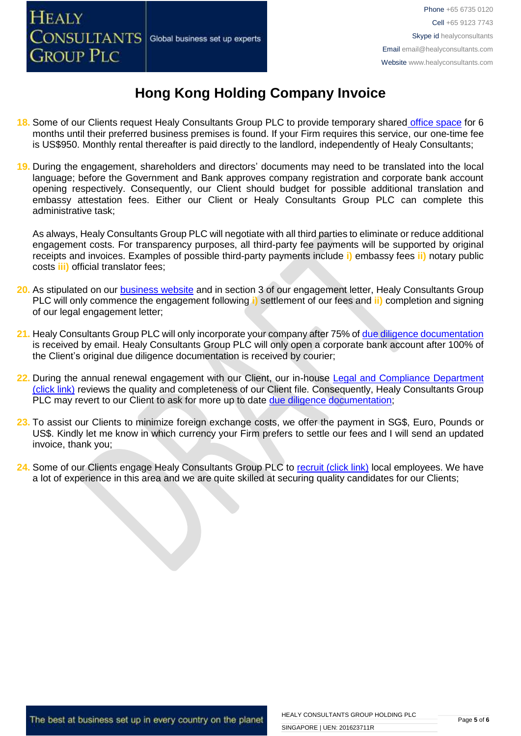# Hong Kong Holding Company Invoice

18. Some of our Clients request Healy Consultants Group PLC to provide temporary shared office space for 6 months until their preferred business premises is found. If your Firm requires this service, our one-time fee is US$950. Monthly rental thereafter is paid directly to the landlord, independently of Healy Consultants;

19. During the engagement, shareholders and directors' documents may need to be translated into the local language; before the Government and Bank approves company registration and corporate bank account opening respectively. Consequently, our Client should budget for possible additional translation and embassy attestation fees. Either our Client or Healy Consultants Group PLC can complete this administrative task;

    As always, Healy Consultants Group PLC will negotiate with all third parties to eliminate or reduce additional engagement costs. For transparency purposes, all third-party fee payments will be supported by original receipts and invoices. Examples of possible third-party payments include i) embassy fees ii) notary public costs iii) official translator fees;

20. As stipulated on our business website and in section 3 of our engagement letter, Healy Consultants Group PLC will only commence the engagement following i) settlement of our fees and ii) completion and signing of our legal engagement letter;

21. Healy Consultants Group PLC will only incorporate your company after 75% of due diligence documentation is received by email. Healy Consultants Group PLC will only open a corporate bank account after 100% of the Client's original due diligence documentation is received by courier;

22. During the annual renewal engagement with our Client, our in-house Legal and Compliance Department (click link) reviews the quality and completeness of our Client file. Consequently, Healy Consultants Group PLC may revert to our Client to ask for more up to date due diligence documentation;

23. To assist our Clients to minimize foreign exchange costs, we offer the payment in SG$, Euro, Pounds or US$. Kindly let me know in which currency your Firm prefers to settle our fees and I will send an updated invoice, thank you;

24. Some of our Clients engage Healy Consultants Group PLC to recruit (click link) local employees. We have a lot of experience in this area and we are quite skilled at securing quality candidates for our Clients;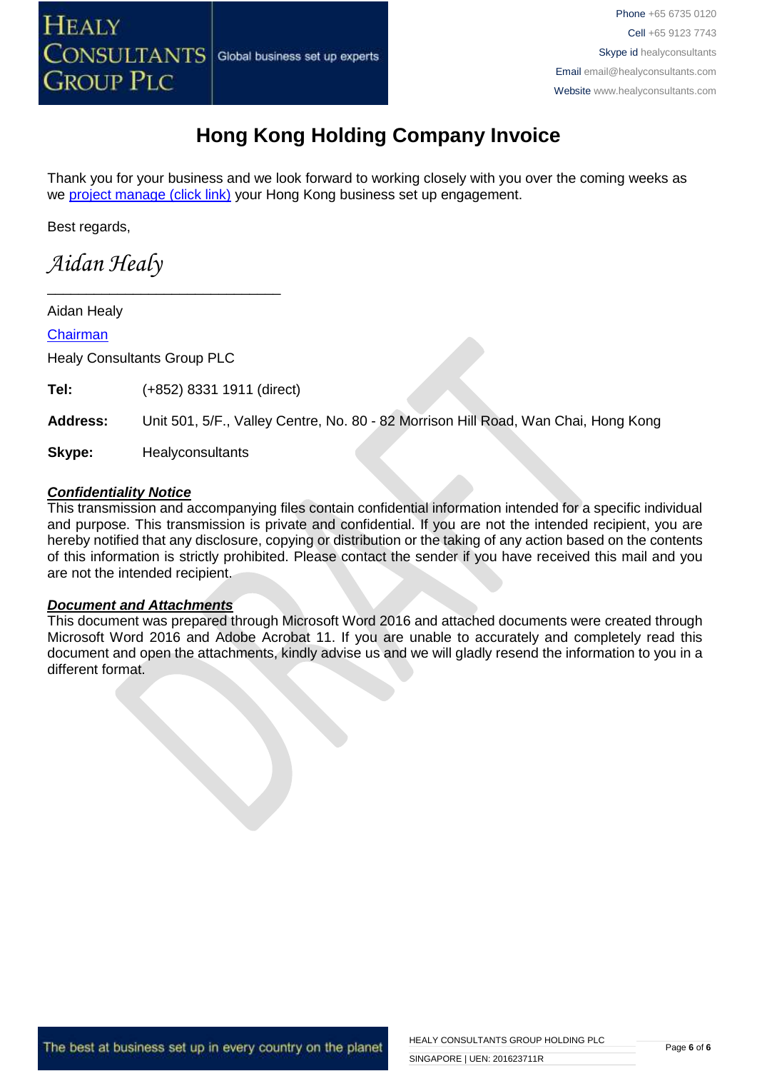# Hong Kong Holding Company Invoice

Thank you for your business and we look forward to working closely with you over the coming weeks as we project manage (click link) your Hong Kong business set up engagement.

Best regards,

*Aidan Healy*

______________________________

Aidan Healy

Chairman

Healy Consultants Group PLC

| | |
|---|---|
| **Tel:** | (+852) 8331 1911 (direct) |
| **Address:** | Unit 501, 5/F., Valley Centre, No. 80 - 82 Morrison Hill Road, Wan Chai, Hong Kong |
| **Skype:** | Healyconsultants |

***Confidentiality Notice***

This transmission and accompanying files contain confidential information intended for a specific individual and purpose. This transmission is private and confidential. If you are not the intended recipient, you are hereby notified that any disclosure, copying or distribution or the taking of any action based on the contents of this information is strictly prohibited. Please contact the sender if you have received this mail and you are not the intended recipient.

***Document and Attachments***

This document was prepared through Microsoft Word 2016 and attached documents were created through Microsoft Word 2016 and Adobe Acrobat 11. If you are unable to accurately and completely read this document and open the attachments, kindly advise us and we will gladly resend the information to you in a different format.